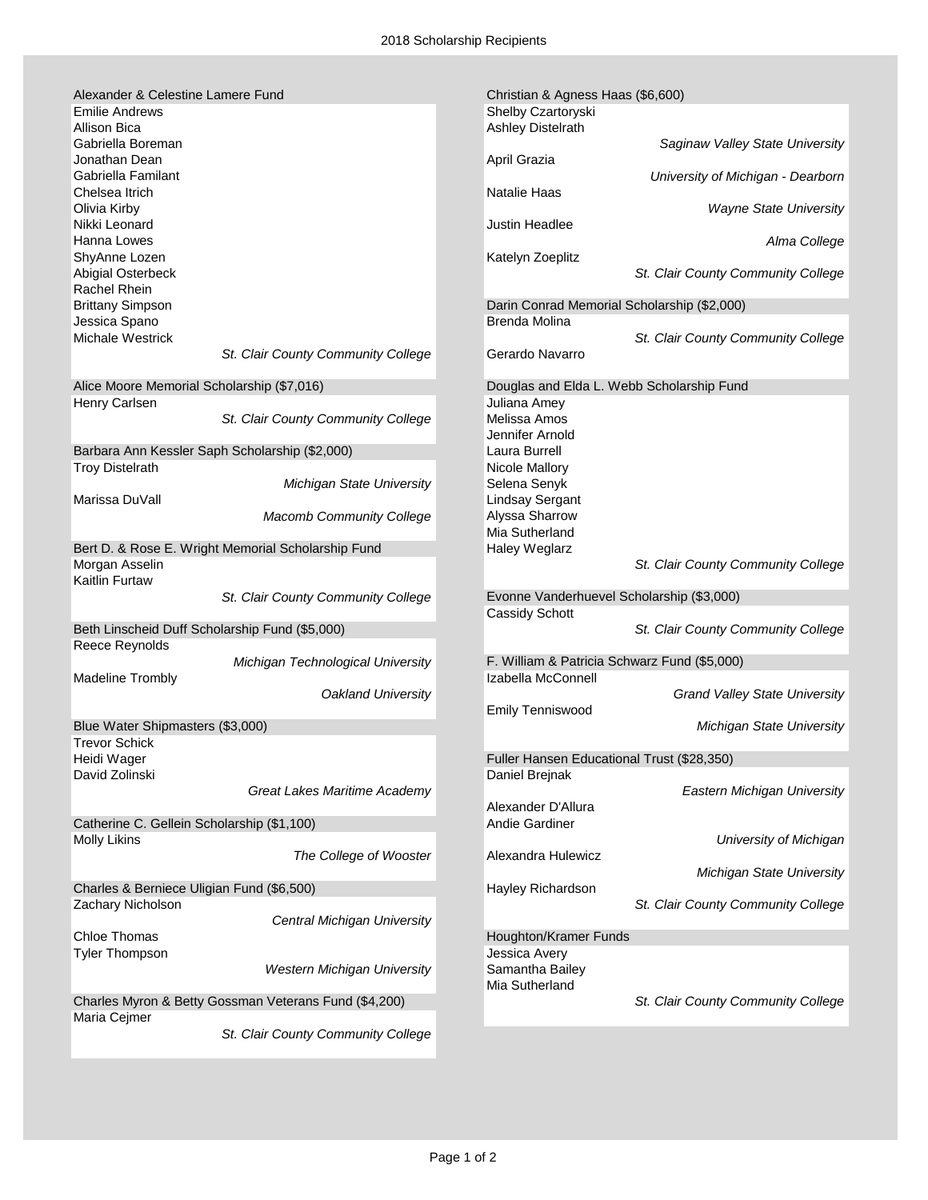# 2018 Scholarship Recipients

## Alexander & Celestine Lamere Fund

Emilie Andrews
Allison Bica
Gabriella Boreman
Jonathan Dean
Gabriella Familant
Chelsea Itrich
Olivia Kirby
Nikki Leonard
Hanna Lowes
ShyAnne Lozen
Abigial Osterbeck
Rachel Rhein
Brittany Simpson
Jessica Spano
Michale Westrick
*St. Clair County Community College*

## Alice Moore Memorial Scholarship ($7,016)

Henry Carlsen
*St. Clair County Community College*

## Barbara Ann Kessler Saph Scholarship ($2,000)

Troy Distelrath
*Michigan State University*
Marissa DuVall
*Macomb Community College*

## Bert D. & Rose E. Wright Memorial Scholarship Fund

Morgan Asselin
Kaitlin Furtaw
*St. Clair County Community College*

## Beth Linscheid Duff Scholarship Fund ($5,000)

Reece Reynolds
*Michigan Technological University*
Madeline Trombly
*Oakland University*

## Blue Water Shipmasters ($3,000)

Trevor Schick
Heidi Wager
David Zolinski
*Great Lakes Maritime Academy*

## Catherine C. Gellein Scholarship ($1,100)

Molly Likins
*The College of Wooster*

## Charles & Berniece Uligian Fund ($6,500)

Zachary Nicholson
*Central Michigan University*
Chloe Thomas
Tyler Thompson
*Western Michigan University*

## Charles Myron & Betty Gossman Veterans Fund ($4,200)

Maria Cejmer
*St. Clair County Community College*

## Christian & Agness Haas ($6,600)

Shelby Czartoryski
Ashley Distelrath
*Saginaw Valley State University*
April Grazia
*University of Michigan - Dearborn*
Natalie Haas
*Wayne State University*
Justin Headlee
*Alma College*
Katelyn Zoeplitz
*St. Clair County Community College*

## Darin Conrad Memorial Scholarship ($2,000)

Brenda Molina
*St. Clair County Community College*
Gerardo Navarro

## Douglas and Elda L. Webb Scholarship Fund

Juliana Amey
Melissa Amos
Jennifer Arnold
Laura Burrell
Nicole Mallory
Selena Senyk
Lindsay Sergant
Alyssa Sharrow
Mia Sutherland
Haley Weglarz
*St. Clair County Community College*

## Evonne Vanderhuevel Scholarship ($3,000)

Cassidy Schott
*St. Clair County Community College*

## F. William & Patricia Schwarz Fund ($5,000)

Izabella McConnell
*Grand Valley State University*
Emily Tenniswood
*Michigan State University*

## Fuller Hansen Educational Trust ($28,350)

Daniel Brejnak
*Eastern Michigan University*
Alexander D'Allura
Andie Gardiner
*University of Michigan*
Alexandra Hulewicz
*Michigan State University*
Hayley Richardson
*St. Clair County Community College*

## Houghton/Kramer Funds

Jessica Avery
Samantha Bailey
Mia Sutherland
*St. Clair County Community College*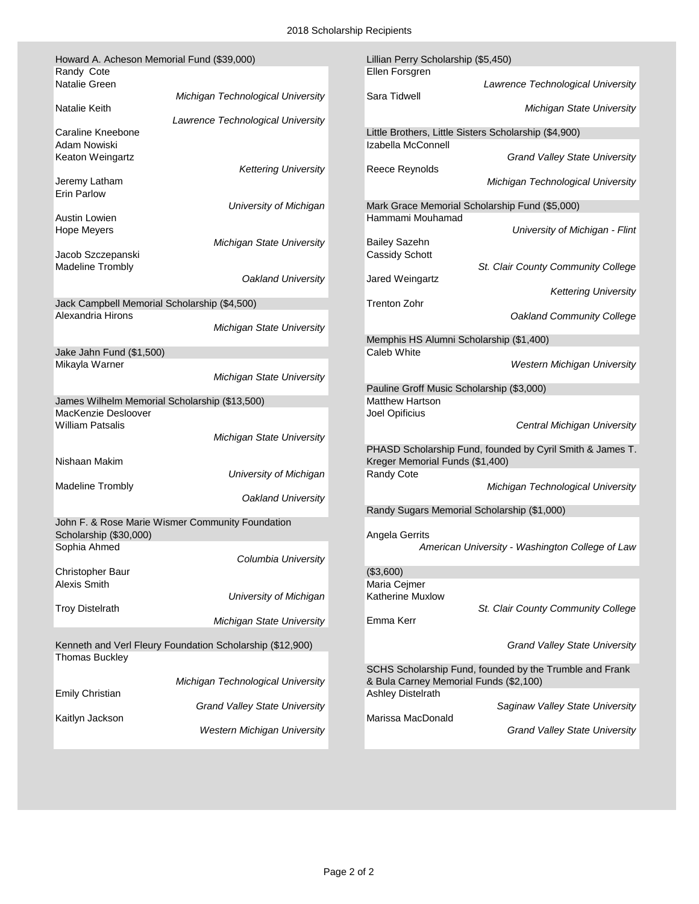2018 Scholarship Recipients

## Howard A. Acheson Memorial Fund ($39,000)

Randy Cote
Natalie Green
*Michigan Technological University*
Natalie Keith
*Lawrence Technological University*
Caraline Kneebone
Adam Nowiski
Keaton Weingartz
*Kettering University*
Jeremy Latham
Erin Parlow
*University of Michigan*
Austin Lowien
Hope Meyers
*Michigan State University*
Jacob Szczepanski
Madeline Trombly
*Oakland University*

## Jack Campbell Memorial Scholarship ($4,500)

Alexandria Hirons
*Michigan State University*

## Jake Jahn Fund ($1,500)

Mikayla Warner
*Michigan State University*

## James Wilhelm Memorial Scholarship ($13,500)

MacKenzie Desloover
William Patsalis
*Michigan State University*
Nishaan Makim
*University of Michigan*
Madeline Trombly
*Oakland University*

## John F. & Rose Marie Wismer Community Foundation Scholarship ($30,000)

Sophia Ahmed
*Columbia University*
Christopher Baur
Alexis Smith
*University of Michigan*
Troy Distelrath
*Michigan State University*

## Kenneth and Verl Fleury Foundation Scholarship ($12,900)

Thomas Buckley
*Michigan Technological University*
Emily Christian
*Grand Valley State University*
Kaitlyn Jackson
*Western Michigan University*

## Lillian Perry Scholarship ($5,450)

Ellen Forsgren
*Lawrence Technological University*
Sara Tidwell
*Michigan State University*

## Little Brothers, Little Sisters Scholarship ($4,900)

Izabella McConnell
*Grand Valley State University*
Reece Reynolds
*Michigan Technological University*

## Mark Grace Memorial Scholarship Fund ($5,000)

Hammami Mouhamad
*University of Michigan - Flint*
Bailey Sazehn
Cassidy Schott
*St. Clair County Community College*
Jared Weingartz
*Kettering University*
Trenton Zohr
*Oakland Community College*

## Memphis HS Alumni Scholarship ($1,400)

Caleb White
*Western Michigan University*

## Pauline Groff Music Scholarship ($3,000)

Matthew Hartson
Joel Opificius
*Central Michigan University*

## PHASD Scholarship Fund, founded by Cyril Smith & James T. Kreger Memorial Funds ($1,400)

Randy Cote
*Michigan Technological University*

## Randy Sugars Memorial Scholarship ($1,000)

Angela Gerrits
*American University - Washington College of Law*

## ($3,600)

Maria Cejmer
Katherine Muxlow
*St. Clair County Community College*
Emma Kerr
*Grand Valley State University*

## SCHS Scholarship Fund, founded by the Trumble and Frank & Bula Carney Memorial Funds ($2,100)

Ashley Distelrath
*Saginaw Valley State University*
Marissa MacDonald
*Grand Valley State University*